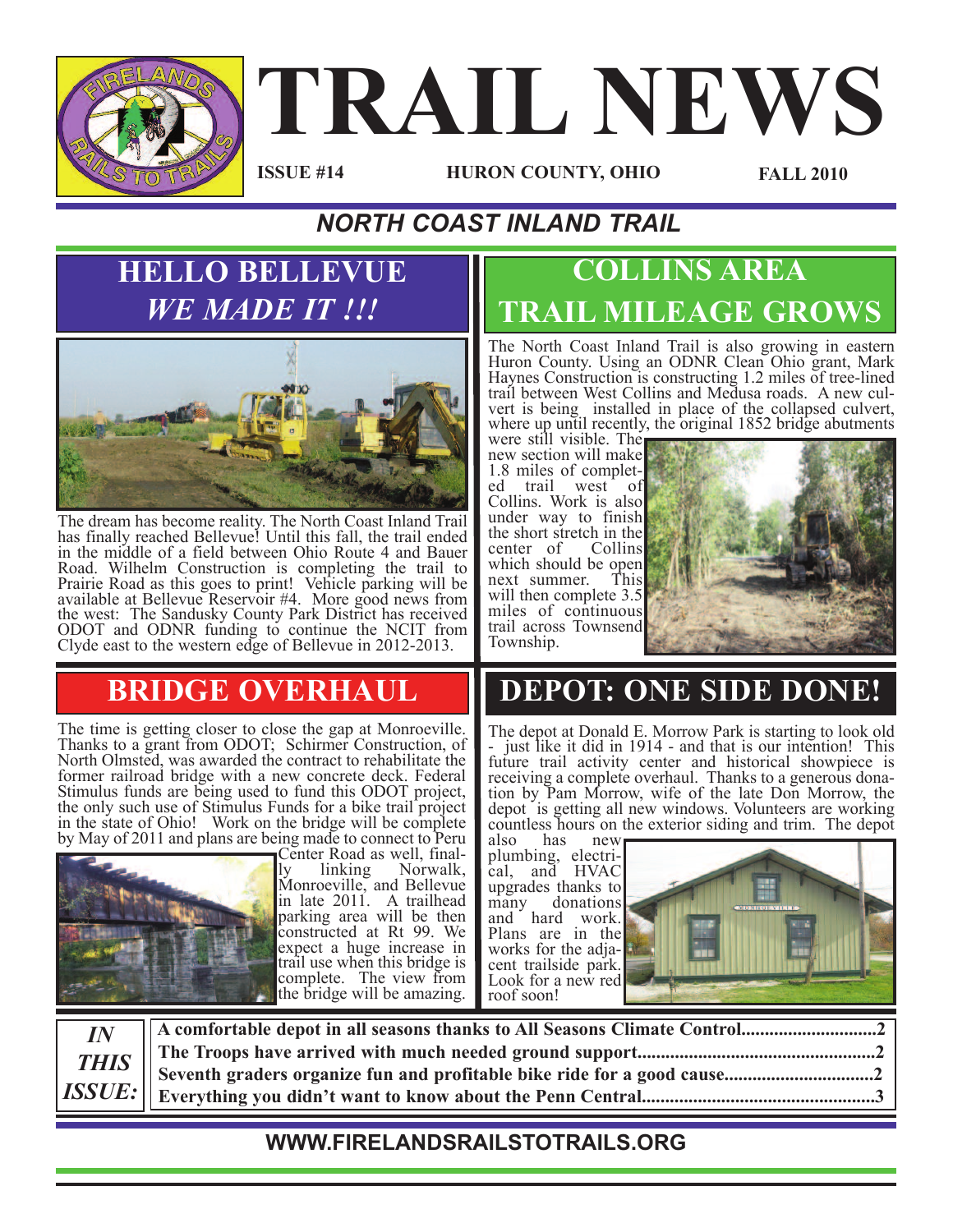# TRAIL NEWS

**ISSUE #14** **HURON COUNTY, OHIO** **FALL 2010**

## *NORTH COAST INLAND TRAIL*

## HELLO BELLEVUE *WE MADE IT !!!*

The dream has become reality. The North Coast Inland Trail has finally reached Bellevue! Until this fall, the trail ended in the middle of a field between Ohio Route 4 and Bauer Road. Wilhelm Construction is completing the trail to Prairie Road as this goes to print! Vehicle parking will be available at Bellevue Reservoir #4. More good news from the west: The Sandusky County Park District has received ODOT and ODNR funding to continue the NCIT from Clyde east to the western edge of Bellevue in 2012-2013.

## COLLINS AREA TRAIL MILEAGE GROWS

The North Coast Inland Trail is also growing in eastern Huron County. Using an ODNR Clean Ohio grant, Mark Haynes Construction is constructing 1.2 miles of tree-lined trail between West Collins and Medusa roads. A new culvert is being installed in place of the collapsed culvert, where up until recently, the original 1852 bridge abutments were still visible. The new section will make 1.8 miles of completed trail west of Collins. Work is also under way to finish the short stretch in the center of Collins which should be open next summer. This will then complete 3.5 miles of continuous trail across Townsend Township.

## BRIDGE OVERHAUL

The time is getting closer to close the gap at Monroeville. Thanks to a grant from ODOT; Schirmer Construction, of North Olmsted, was awarded the contract to rehabilitate the former railroad bridge with a new concrete deck. Federal Stimulus funds are being used to fund this ODOT project, the only such use of Stimulus Funds for a bike trail project in the state of Ohio! Work on the bridge will be complete by May of 2011 and plans are being made to connect to Peru Center Road as well, finally linking Norwalk, Monroeville, and Bellevue in late 2011. A trailhead parking area will be then constructed at Rt 99. We expect a huge increase in trail use when this bridge is complete. The view from the bridge will be amazing.

## DEPOT: ONE SIDE DONE!

The depot at Donald E. Morrow Park is starting to look old - just like it did in 1914 - and that is our intention! This future trail activity center and historical showpiece is receiving a complete overhaul. Thanks to a generous donation by Pam Morrow, wife of the late Don Morrow, the depot is getting all new windows. Volunteers are working countless hours on the exterior siding and trim. The depot also has new plumbing, electrical, and HVAC upgrades thanks to many donations and hard work. Plans are in the works for the adjacent trailside park. Look for a new red roof soon!

| *IN THIS ISSUE:* | |
|---|---|
| | **A comfortable depot in all seasons thanks to All Seasons Climate Control............................2** |
| | **The Troops have arrived with much needed ground support..................................................2** |
| | **Seventh graders organize fun and profitable bike ride for a good cause...............................2** |
| | **Everything you didn't want to know about the Penn Central.................................................3** |

**WWW.FIRELANDSRAILSTOTRAILS.ORG**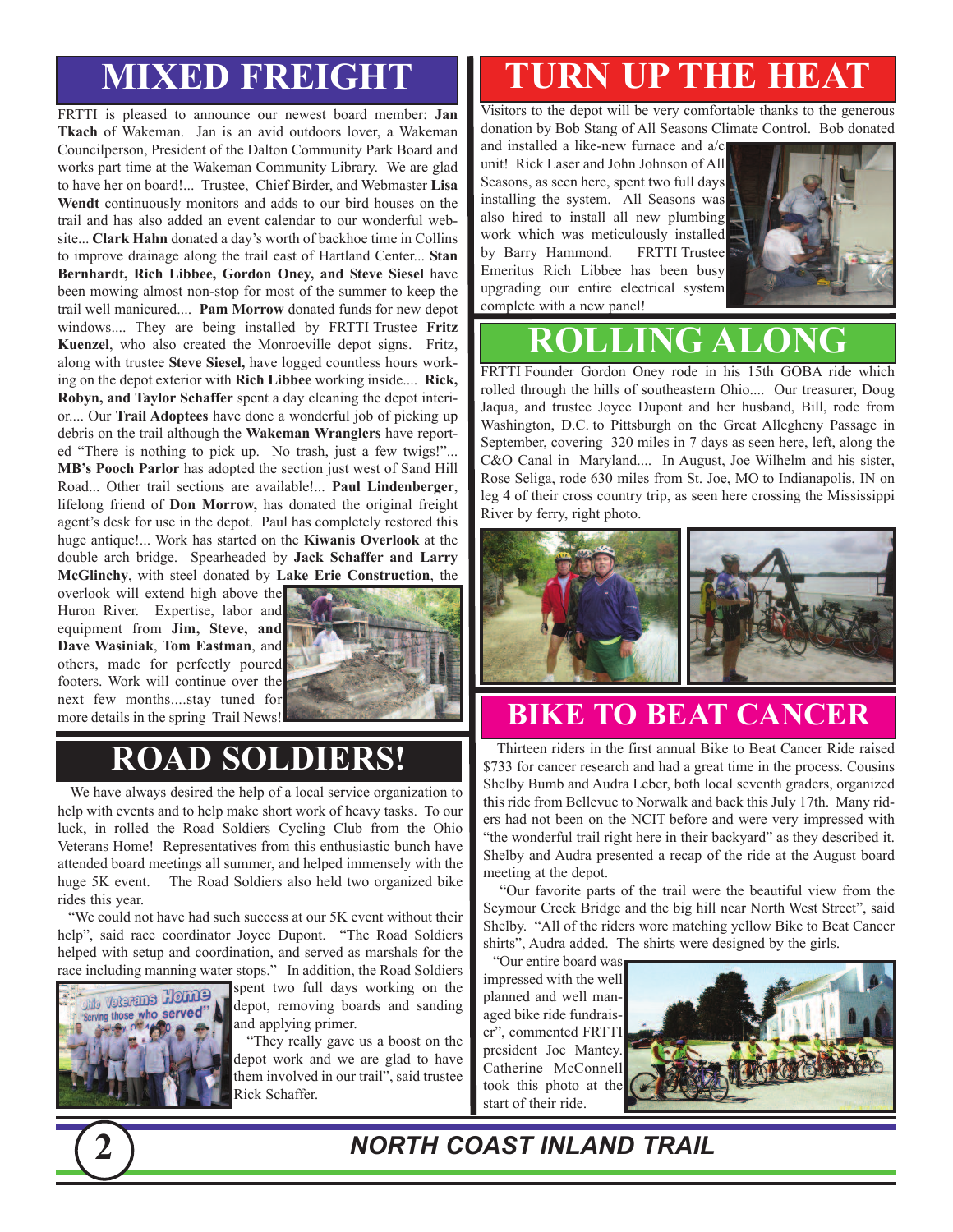# MIXED FREIGHT

FRTTI is pleased to announce our newest board member: **Jan Tkach** of Wakeman. Jan is an avid outdoors lover, a Wakeman Councilperson, President of the Dalton Community Park Board and works part time at the Wakeman Community Library. We are glad to have her on board!... Trustee, Chief Birder, and Webmaster **Lisa Wendt** continuously monitors and adds to our bird houses on the trail and has also added an event calendar to our wonderful website... **Clark Hahn** donated a day's worth of backhoe time in Collins to improve drainage along the trail east of Hartland Center... **Stan Bernhardt, Rich Libbee, Gordon Oney, and Steve Siesel** have been mowing almost non-stop for most of the summer to keep the trail well manicured.... **Pam Morrow** donated funds for new depot windows.... They are being installed by FRTTI Trustee **Fritz Kuenzel**, who also created the Monroeville depot signs. Fritz, along with trustee **Steve Siesel,** have logged countless hours working on the depot exterior with **Rich Libbee** working inside.... **Rick, Robyn, and Taylor Schaffer** spent a day cleaning the depot interior.... Our **Trail Adoptees** have done a wonderful job of picking up debris on the trail although the **Wakeman Wranglers** have reported "There is nothing to pick up. No trash, just a few twigs!"... **MB's Pooch Parlor** has adopted the section just west of Sand Hill Road... Other trail sections are available!... **Paul Lindenberger**, lifelong friend of **Don Morrow,** has donated the original freight agent's desk for use in the depot. Paul has completely restored this huge antique!... Work has started on the **Kiwanis Overlook** at the double arch bridge. Spearheaded by **Jack Schaffer and Larry McGlinchy**, with steel donated by **Lake Erie Construction**, the overlook will extend high above the Huron River. Expertise, labor and equipment from **Jim, Steve, and Dave Wasiniak**, **Tom Eastman**, and others, made for perfectly poured footers. Work will continue over the next few months....stay tuned for more details in the spring Trail News!

# ROAD SOLDIERS!

We have always desired the help of a local service organization to help with events and to help make short work of heavy tasks. To our luck, in rolled the Road Soldiers Cycling Club from the Ohio Veterans Home! Representatives from this enthusiastic bunch have attended board meetings all summer, and helped immensely with the huge 5K event. The Road Soldiers also held two organized bike rides this year.

"We could not have had such success at our 5K event without their help", said race coordinator Joyce Dupont. "The Road Soldiers helped with setup and coordination, and served as marshals for the race including manning water stops." In addition, the Road Soldiers spent two full days working on the depot, removing boards and sanding and applying primer.

"They really gave us a boost on the depot work and we are glad to have them involved in our trail", said trustee Rick Schaffer.

# TURN UP THE HEAT

Visitors to the depot will be very comfortable thanks to the generous donation by Bob Stang of All Seasons Climate Control. Bob donated and installed a like-new furnace and a/c unit! Rick Laser and John Johnson of All Seasons, as seen here, spent two full days installing the system. All Seasons was also hired to install all new plumbing work which was meticulously installed by Barry Hammond. FRTTI Trustee Emeritus Rich Libbee has been busy upgrading our entire electrical system complete with a new panel!

# ROLLING ALONG

FRTTI Founder Gordon Oney rode in his 15th GOBA ride which rolled through the hills of southeastern Ohio.... Our treasurer, Doug Jaqua, and trustee Joyce Dupont and her husband, Bill, rode from Washington, D.C. to Pittsburgh on the Great Allegheny Passage in September, covering 320 miles in 7 days as seen here, left, along the C&O Canal in Maryland.... In August, Joe Wilhelm and his sister, Rose Seliga, rode 630 miles from St. Joe, MO to Indianapolis, IN on leg 4 of their cross country trip, as seen here crossing the Mississippi River by ferry, right photo.

# BIKE TO BEAT CANCER

Thirteen riders in the first annual Bike to Beat Cancer Ride raised $733 for cancer research and had a great time in the process. Cousins Shelby Bumb and Audra Leber, both local seventh graders, organized this ride from Bellevue to Norwalk and back this July 17th. Many riders had not been on the NCIT before and were very impressed with "the wonderful trail right here in their backyard" as they described it. Shelby and Audra presented a recap of the ride at the August board meeting at the depot.

"Our favorite parts of the trail were the beautiful view from the Seymour Creek Bridge and the big hill near North West Street", said Shelby. "All of the riders wore matching yellow Bike to Beat Cancer shirts", Audra added. The shirts were designed by the girls.

"Our entire board was impressed with the well planned and well managed bike ride fundraiser", commented FRTTI president Joe Mantey. Catherine McConnell took this photo at the start of their ride.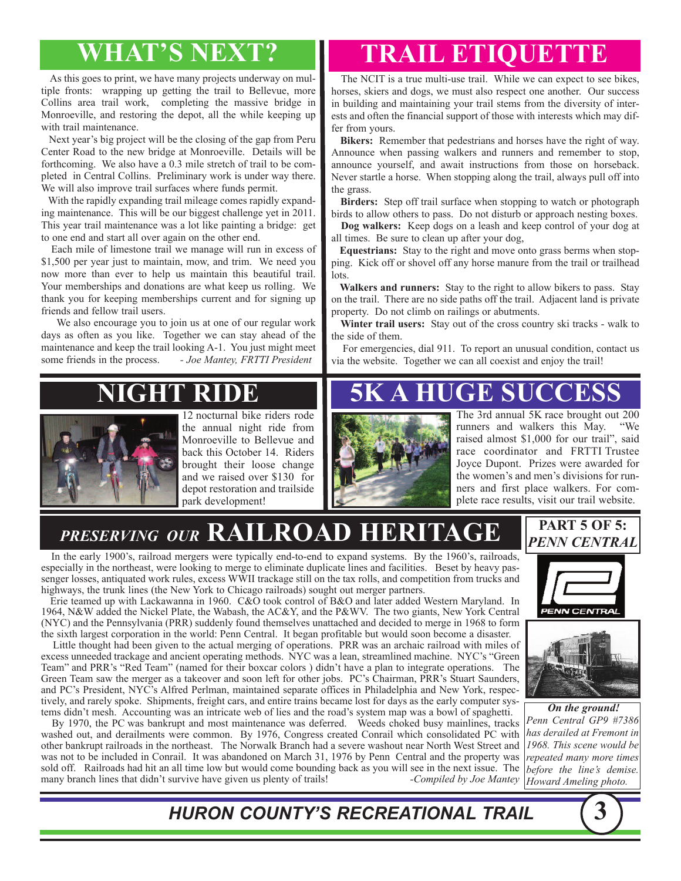## WHAT'S NEXT?

As this goes to print, we have many projects underway on multiple fronts: wrapping up getting the trail to Bellevue, more Collins area trail work, completing the massive bridge in Monroeville, and restoring the depot, all the while keeping up with trail maintenance.

Next year's big project will be the closing of the gap from Peru Center Road to the new bridge at Monroeville. Details will be forthcoming. We also have a 0.3 mile stretch of trail to be completed in Central Collins. Preliminary work is under way there. We will also improve trail surfaces where funds permit.

With the rapidly expanding trail mileage comes rapidly expanding maintenance. This will be our biggest challenge yet in 2011. This year trail maintenance was a lot like painting a bridge: get to one end and start all over again on the other end.

Each mile of limestone trail we manage will run in excess of $1,500 per year just to maintain, mow, and trim. We need you now more than ever to help us maintain this beautiful trail. Your memberships and donations are what keep us rolling. We thank you for keeping memberships current and for signing up friends and fellow trail users.

We also encourage you to join us at one of our regular work days as often as you like. Together we can stay ahead of the maintenance and keep the trail looking A-1. You just might meet some friends in the process. *- Joe Mantey, FRTTI President*

## TRAIL ETIQUETTE

The NCIT is a true multi-use trail. While we can expect to see bikes, horses, skiers and dogs, we must also respect one another. Our success in building and maintaining your trail stems from the diversity of interests and often the financial support of those with interests which may differ from yours.

**Bikers:** Remember that pedestrians and horses have the right of way. Announce when passing walkers and runners and remember to stop, announce yourself, and await instructions from those on horseback. Never startle a horse. When stopping along the trail, always pull off into the grass.

**Birders:** Step off trail surface when stopping to watch or photograph birds to allow others to pass. Do not disturb or approach nesting boxes.

**Dog walkers:** Keep dogs on a leash and keep control of your dog at all times. Be sure to clean up after your dog,

**Equestrians:** Stay to the right and move onto grass berms when stopping. Kick off or shovel off any horse manure from the trail or trailhead lots.

**Walkers and runners:** Stay to the right to allow bikers to pass. Stay on the trail. There are no side paths off the trail. Adjacent land is private property. Do not climb on railings or abutments.

**Winter trail users:** Stay out of the cross country ski tracks - walk to the side of them.

For emergencies, dial 911. To report an unusual condition, contact us via the website. Together we can all coexist and enjoy the trail!

## NIGHT RIDE

12 nocturnal bike riders rode the annual night ride from Monroeville to Bellevue and back this October 14. Riders brought their loose change and we raised over $130 for depot restoration and trailside park development!

## 5K A HUGE SUCCESS

The 3rd annual 5K race brought out 200 runners and walkers this May. "We raised almost $1,000 for our trail", said race coordinator and FRTTI Trustee Joyce Dupont. Prizes were awarded for the women's and men's divisions for runners and first place walkers. For complete race results, visit our trail website.

## *PRESERVING OUR* RAILROAD HERITAGE

### PART 5 OF 5: *PENN CENTRAL*

In the early 1900's, railroad mergers were typically end-to-end to expand systems. By the 1960's, railroads, especially in the northeast, were looking to merge to eliminate duplicate lines and facilities. Beset by heavy passenger losses, antiquated work rules, excess WWII trackage still on the tax rolls, and competition from trucks and highways, the trunk lines (the New York to Chicago railroads) sought out merger partners.

Erie teamed up with Lackawanna in 1960. C&O took control of B&O and later added Western Maryland. In 1964, N&W added the Nickel Plate, the Wabash, the AC&Y, and the P&WV. The two giants, New York Central (NYC) and the Pennsylvania (PRR) suddenly found themselves unattached and decided to merge in 1968 to form the sixth largest corporation in the world: Penn Central. It began profitable but would soon become a disaster.

Little thought had been given to the actual merging of operations. PRR was an archaic railroad with miles of excess unneeded trackage and ancient operating methods. NYC was a lean, streamlined machine. NYC's "Green Team" and PRR's "Red Team" (named for their boxcar colors ) didn't have a plan to integrate operations. The Green Team saw the merger as a takeover and soon left for other jobs. PC's Chairman, PRR's Stuart Saunders, and PC's President, NYC's Alfred Perlman, maintained separate offices in Philadelphia and New York, respectively, and rarely spoke. Shipments, freight cars, and entire trains became lost for days as the early computer systems didn't mesh. Accounting was an intricate web of lies and the road's system map was a bowl of spaghetti.

By 1970, the PC was bankrupt and most maintenance was deferred. Weeds choked busy mainlines, tracks washed out, and derailments were common. By 1976, Congress created Conrail which consolidated PC with other bankrupt railroads in the northeast. The Norwalk Branch had a severe washout near North West Street and was not to be included in Conrail. It was abandoned on March 31, 1976 by Penn Central and the property was sold off. Railroads had hit an all time low but would come bounding back as you will see in the next issue. The many branch lines that didn't survive have given us plenty of trails! *-Compiled by Joe Mantey*

***On the ground!*** *Penn Central GP9 #7386 has derailed at Fremont in 1968. This scene would be repeated many more times before the line's demise. Howard Ameling photo.*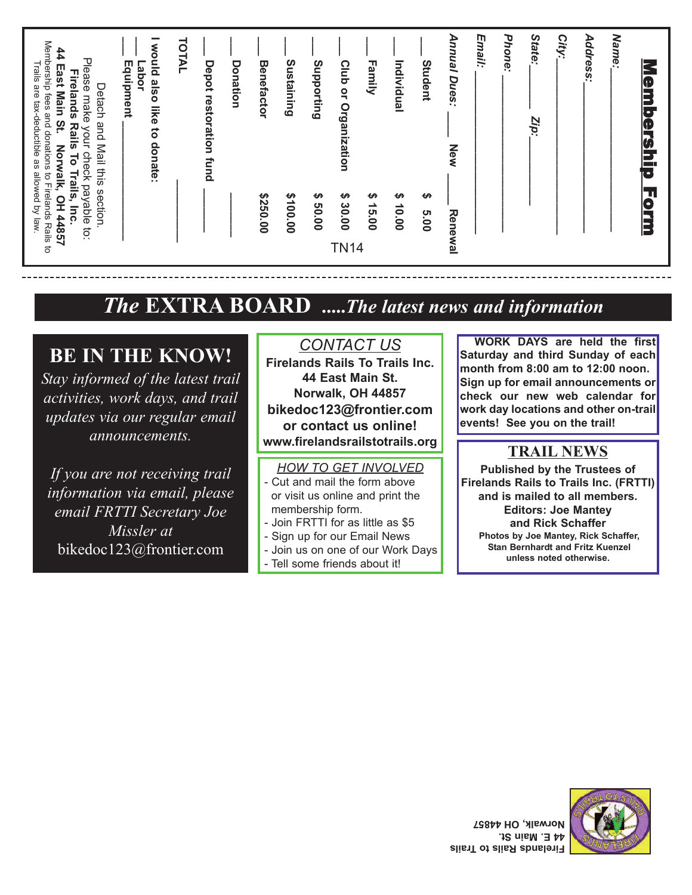# Membership Form

Name: ____________________

Address: ____________________

City: ____________________

State: ______ Zip: ____________

Phone: ____________________

Email: ____________________

Annual Dues: ____ New ____ Renewal

| | | |
|---|---|---|
| ____ | Student | $ 5.00 |
| ____ | Individual | $ 10.00 |
| ____ | Family | $ 15.00 |
| ____ | Club or Organization | $ 30.00 |
| ____ | Supporting | $ 50.00 |
| ____ | Sustaining | $100.00 |
| ____ | Benefactor | $250.00 |
| ____ | Donation | ______ |
| ____ | Depot restoration fund | ______ |
| | TOTAL | ______ |

TN14

**I would also like to donate:**

____ **Labor**

____ **Equipment** ______________

Detach and Mail this section.

Please make your check payable to:

**Firelands Rails To Trails, Inc.**

**44 East Main St. Norwalk, OH 44857**

Membership fees and donations to Firelands Rails to Trails are tax-deductible as allowed by law.

---

## *The* EXTRA BOARD *.....The latest news and information*

### BE IN THE KNOW!

*Stay informed of the latest trail activities, work days, and trail updates via our regular email announcements.*

*If you are not receiving trail information via email, please email FRTTI Secretary Joe Missler at* bikedoc123@frontier.com

### CONTACT US

**Firelands Rails To Trails Inc.**
**44 East Main St.**
**Norwalk, OH 44857**
**bikedoc123@frontier.com**
**or contact us online!**
**www.firelandsrailstotrails.org**

### HOW TO GET INVOLVED

- Cut and mail the form above or visit us online and print the membership form.
- Join FRTTI for as little as $5
- Sign up for our Email News
- Join us on one of our Work Days
- Tell some friends about it!

**WORK DAYS are held the first Saturday and third Sunday of each month from 8:00 am to 12:00 noon. Sign up for email announcements or check our new web calendar for work day locations and other on-trail events! See you on the trail!**

### TRAIL NEWS

**Published by the Trustees of Firelands Rails to Trails Inc. (FRTTI) and is mailed to all members.**
**Editors: Joe Mantey and Rick Schaffer**
**Photos by Joe Mantey, Rick Schaffer, Stan Bernhardt and Fritz Kuenzel unless noted otherwise.**

---

**Firelands Rails to Trails**
**44 E. Main St.**
**Norwalk, OH 44857**